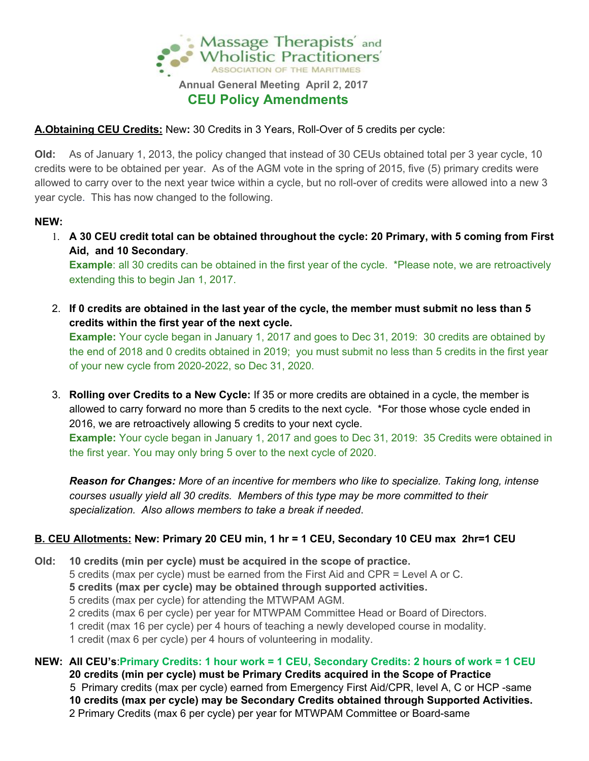Massage Therapists' and Wholistic Practitioners' ASSOCIATION OF THE MARITIMES

Annual General Meeting April 2, 2017

# CEU Policy Amendments

**A.Obtaining CEU Credits:** New**:** 30 Credits in 3 Years, Roll-Over of 5 credits per cycle:

**Old:** As of January 1, 2013, the policy changed that instead of 30 CEUs obtained total per 3 year cycle, 10 credits were to be obtained per year. As of the AGM vote in the spring of 2015, five (5) primary credits were allowed to carry over to the next year twice within a cycle, but no roll-over of credits were allowed into a new 3 year cycle. This has now changed to the following.

**NEW:**

1. **A 30 CEU credit total can be obtained throughout the cycle: 20 Primary, with 5 coming from First Aid, and 10 Secondary**.
   **Example**: all 30 credits can be obtained in the first year of the cycle. *Please note, we are retroactively extending this to begin Jan 1, 2017.

2. **If 0 credits are obtained in the last year of the cycle, the member must submit no less than 5 credits within the first year of the next cycle.**
   **Example:** Your cycle began in January 1, 2017 and goes to Dec 31, 2019: 30 credits are obtained by the end of 2018 and 0 credits obtained in 2019; you must submit no less than 5 credits in the first year of your new cycle from 2020-2022, so Dec 31, 2020.

3. **Rolling over Credits to a New Cycle:** If 35 or more credits are obtained in a cycle, the member is allowed to carry forward no more than 5 credits to the next cycle. *For those whose cycle ended in 2016, we are retroactively allowing 5 credits to your next cycle.
   **Example:** Your cycle began in January 1, 2017 and goes to Dec 31, 2019: 35 Credits were obtained in the first year. You may only bring 5 over to the next cycle of 2020.

   ***Reason for Changes:*** *More of an incentive for members who like to specialize. Taking long, intense courses usually yield all 30 credits. Members of this type may be more committed to their specialization. Also allows members to take a break if needed*.

**B. CEU Allotments:** **New: Primary 20 CEU min, 1 hr = 1 CEU, Secondary 10 CEU max 2hr=1 CEU**

**Old:** **10 credits (min per cycle) must be acquired in the scope of practice.**
5 credits (max per cycle) must be earned from the First Aid and CPR = Level A or C.
**5 credits (max per cycle) may be obtained through supported activities.**
5 credits (max per cycle) for attending the MTWPAM AGM.
2 credits (max 6 per cycle) per year for MTWPAM Committee Head or Board of Directors.
1 credit (max 16 per cycle) per 4 hours of teaching a newly developed course in modality.
1 credit (max 6 per cycle) per 4 hours of volunteering in modality.

**NEW:** **All CEU's**:**Primary Credits: 1 hour work = 1 CEU, Secondary Credits: 2 hours of work = 1 CEU**
**20 credits (min per cycle) must be Primary Credits acquired in the Scope of Practice**
5 Primary credits (max per cycle) earned from Emergency First Aid/CPR, level A, C or HCP -same
**10 credits (max per cycle) may be Secondary Credits obtained through Supported Activities.**
2 Primary Credits (max 6 per cycle) per year for MTWPAM Committee or Board-same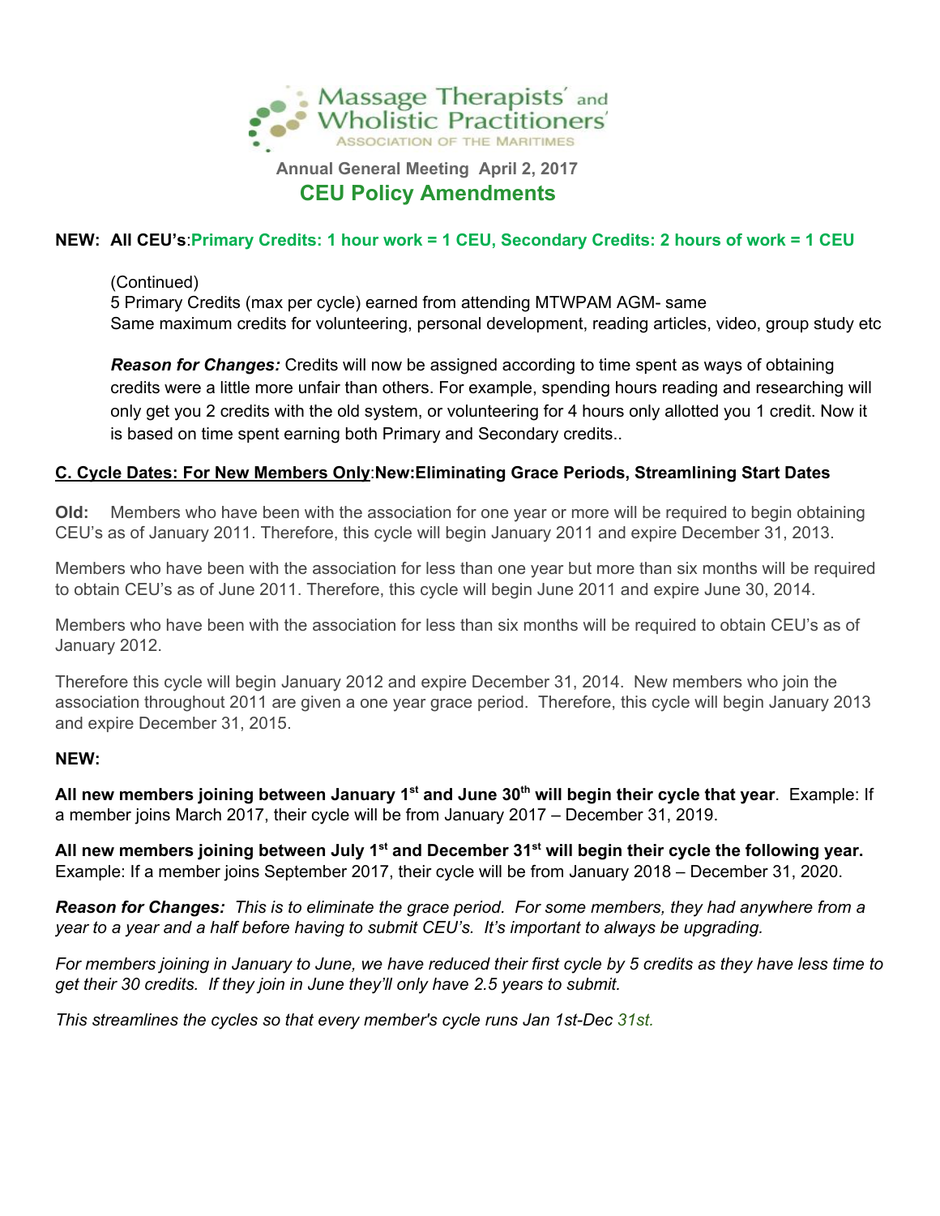Massage Therapists' and Wholistic Practitioners' Association of the Maritimes

Annual General Meeting April 2, 2017

## CEU Policy Amendments

**NEW: All CEU's**:**Primary Credits: 1 hour work = 1 CEU, Secondary Credits: 2 hours of work = 1 CEU**

(Continued)
5 Primary Credits (max per cycle) earned from attending MTWPAM AGM- same
Same maximum credits for volunteering, personal development, reading articles, video, group study etc

***Reason for Changes:*** Credits will now be assigned according to time spent as ways of obtaining credits were a little more unfair than others. For example, spending hours reading and researching will only get you 2 credits with the old system, or volunteering for 4 hours only allotted you 1 credit. Now it is based on time spent earning both Primary and Secondary credits..

**C. Cycle Dates: For New Members Only**:**New:Eliminating Grace Periods, Streamlining Start Dates**

**Old:** Members who have been with the association for one year or more will be required to begin obtaining CEU's as of January 2011. Therefore, this cycle will begin January 2011 and expire December 31, 2013.

Members who have been with the association for less than one year but more than six months will be required to obtain CEU's as of June 2011. Therefore, this cycle will begin June 2011 and expire June 30, 2014.

Members who have been with the association for less than six months will be required to obtain CEU's as of January 2012.

Therefore this cycle will begin January 2012 and expire December 31, 2014. New members who join the association throughout 2011 are given a one year grace period. Therefore, this cycle will begin January 2013 and expire December 31, 2015.

**NEW:**

**All new members joining between January 1st and June 30th will begin their cycle that year**. Example: If a member joins March 2017, their cycle will be from January 2017 – December 31, 2019.

**All new members joining between July 1st and December 31st will begin their cycle the following year.** Example: If a member joins September 2017, their cycle will be from January 2018 – December 31, 2020.

***Reason for Changes:*** *This is to eliminate the grace period. For some members, they had anywhere from a year to a year and a half before having to submit CEU's. It's important to always be upgrading.*

*For members joining in January to June, we have reduced their first cycle by 5 credits as they have less time to get their 30 credits. If they join in June they'll only have 2.5 years to submit.*

*This streamlines the cycles so that every member's cycle runs Jan 1st-Dec 31st.*